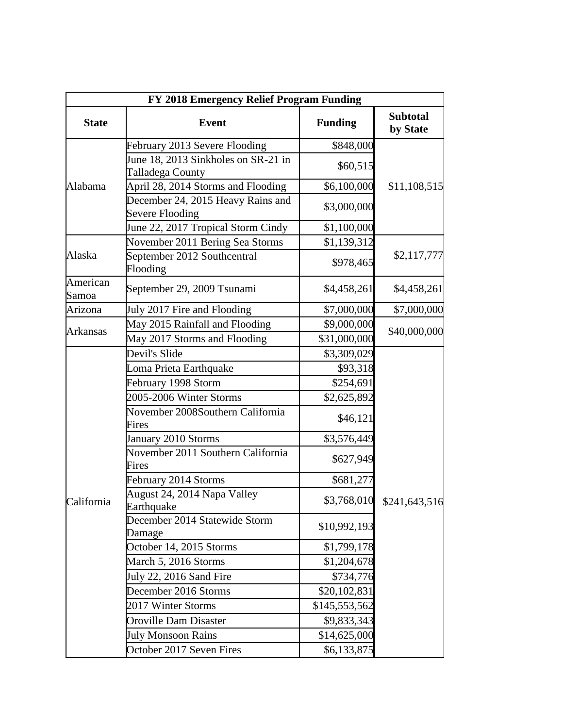| FY 2018 Emergency Relief Program Funding | | | |
|---|---|---|---|
| **State** | **Event** | **Funding** | **Subtotal by State** |
| Alabama | February 2013 Severe Flooding | $848,000 | $11,108,515 |
| | June 18, 2013 Sinkholes on SR-21 in Talladega County | $60,515 | |
| | April 28, 2014 Storms and Flooding | $6,100,000 | |
| | December 24, 2015 Heavy Rains and Severe Flooding | $3,000,000 | |
| | June 22, 2017 Tropical Storm Cindy | $1,100,000 | |
| Alaska | November 2011 Bering Sea Storms | $1,139,312 | $2,117,777 |
| | September 2012 Southcentral Flooding | $978,465 | |
| American Samoa | September 29, 2009 Tsunami | $4,458,261 | $4,458,261 |
| Arizona | July 2017 Fire and Flooding | $7,000,000 | $7,000,000 |
| Arkansas | May 2015 Rainfall and Flooding | $9,000,000 | $40,000,000 |
| | May 2017 Storms and Flooding | $31,000,000 | |
| California | Devil's Slide | $3,309,029 | $241,643,516 |
| | Loma Prieta Earthquake | $93,318 | |
| | February 1998 Storm | $254,691 | |
| | 2005-2006 Winter Storms | $2,625,892 | |
| | November 2008Southern California Fires | $46,121 | |
| | January 2010 Storms | $3,576,449 | |
| | November 2011 Southern California Fires | $627,949 | |
| | February 2014 Storms | $681,277 | |
| | August 24, 2014 Napa Valley Earthquake | $3,768,010 | |
| | December 2014 Statewide Storm Damage | $10,992,193 | |
| | October 14, 2015 Storms | $1,799,178 | |
| | March 5, 2016 Storms | $1,204,678 | |
| | July 22, 2016 Sand Fire | $734,776 | |
| | December 2016 Storms | $20,102,831 | |
| | 2017 Winter Storms | $145,553,562 | |
| | Oroville Dam Disaster | $9,833,343 | |
| | July Monsoon Rains | $14,625,000 | |
| | October 2017 Seven Fires | $6,133,875 | |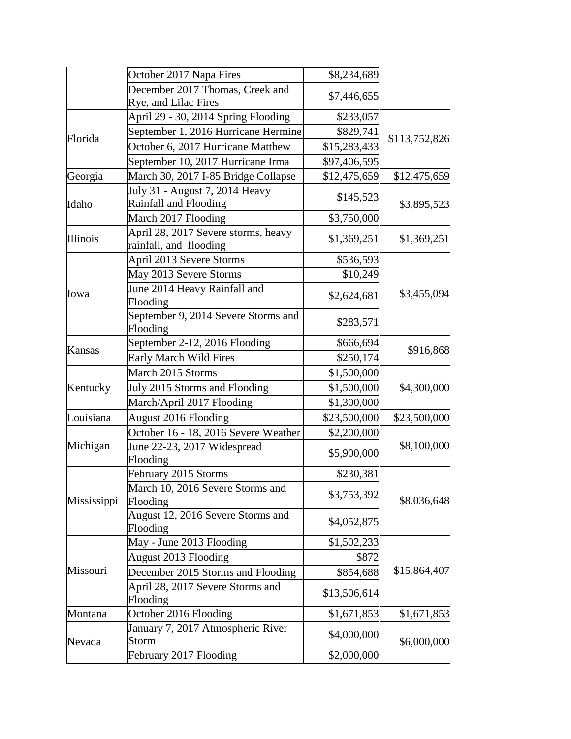| | | | |
|---|---|---|---|
| | October 2017 Napa Fires | $8,234,689 | |
| | December 2017 Thomas, Creek and Rye, and Lilac Fires | $7,446,655 | |
| Florida | April 29 - 30, 2014 Spring Flooding | $233,057 | $113,752,826 |
| | September 1, 2016 Hurricane Hermine | $829,741 | |
| | October 6, 2017 Hurricane Matthew | $15,283,433 | |
| | September 10, 2017 Hurricane Irma | $97,406,595 | |
| Georgia | March 30, 2017 I-85 Bridge Collapse | $12,475,659 | $12,475,659 |
| Idaho | July 31 - August 7, 2014 Heavy Rainfall and Flooding | $145,523 | $3,895,523 |
| | March 2017 Flooding | $3,750,000 | |
| Illinois | April 28, 2017 Severe storms, heavy rainfall, and flooding | $1,369,251 | $1,369,251 |
| Iowa | April 2013 Severe Storms | $536,593 | $3,455,094 |
| | May 2013 Severe Storms | $10,249 | |
| | June 2014 Heavy Rainfall and Flooding | $2,624,681 | |
| | September 9, 2014 Severe Storms and Flooding | $283,571 | |
| Kansas | September 2-12, 2016 Flooding | $666,694 | $916,868 |
| | Early March Wild Fires | $250,174 | |
| Kentucky | March 2015 Storms | $1,500,000 | $4,300,000 |
| | July 2015 Storms and Flooding | $1,500,000 | |
| | March/April 2017 Flooding | $1,300,000 | |
| Louisiana | August 2016 Flooding | $23,500,000 | $23,500,000 |
| Michigan | October 16 - 18, 2016 Severe Weather | $2,200,000 | $8,100,000 |
| | June 22-23, 2017 Widespread Flooding | $5,900,000 | |
| Mississippi | February 2015 Storms | $230,381 | $8,036,648 |
| | March 10, 2016 Severe Storms and Flooding | $3,753,392 | |
| | August 12, 2016 Severe Storms and Flooding | $4,052,875 | |
| Missouri | May - June 2013 Flooding | $1,502,233 | $15,864,407 |
| | August 2013 Flooding | $872 | |
| | December 2015 Storms and Flooding | $854,688 | |
| | April 28, 2017 Severe Storms and Flooding | $13,506,614 | |
| Montana | October 2016 Flooding | $1,671,853 | $1,671,853 |
| Nevada | January 7, 2017 Atmospheric River Storm | $4,000,000 | $6,000,000 |
| | February 2017 Flooding | $2,000,000 | |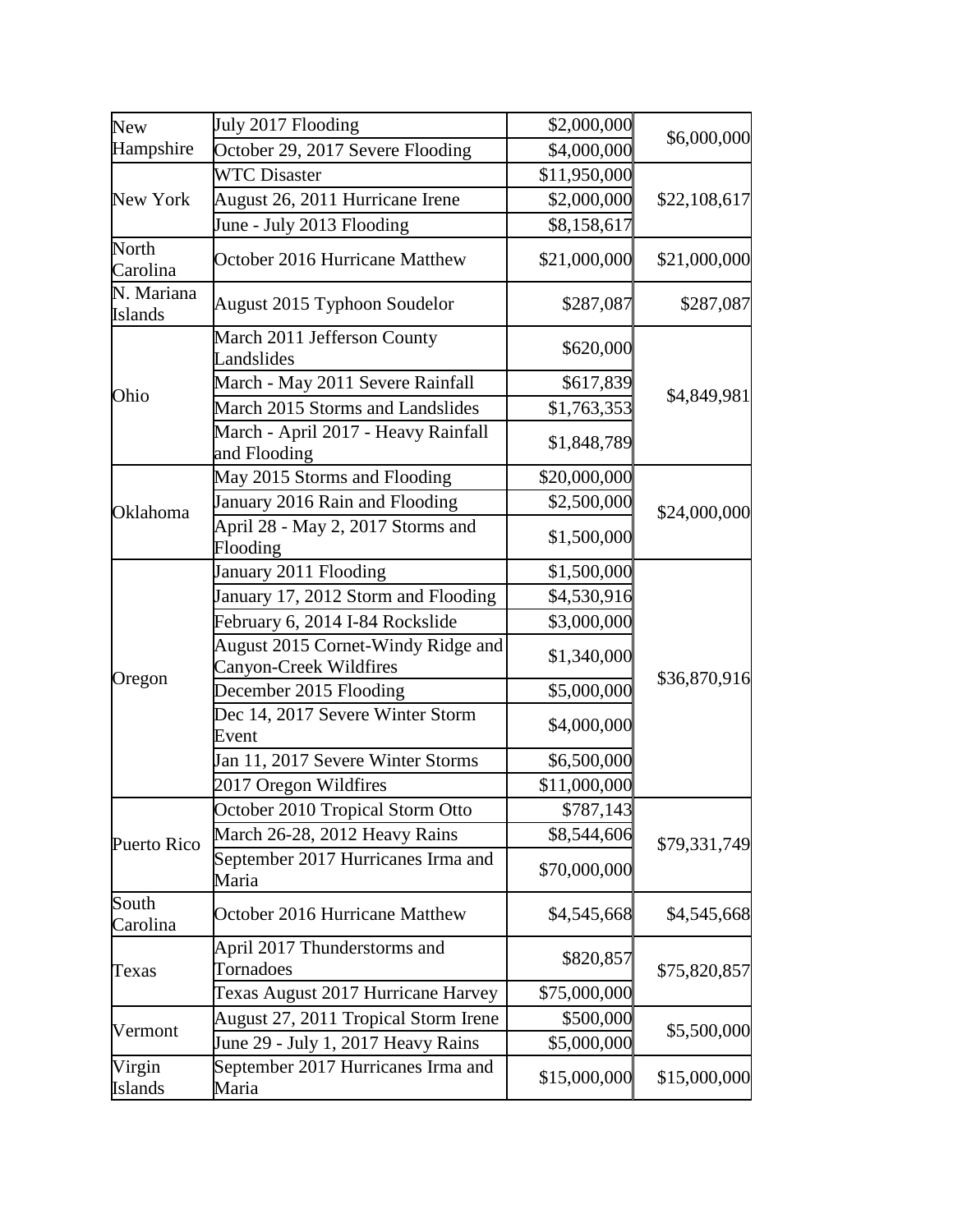| | | | |
|---|---|---|---|
| New Hampshire | July 2017 Flooding | $2,000,000 | $6,000,000 |
| | October 29, 2017 Severe Flooding | $4,000,000 | |
| New York | WTC Disaster | $11,950,000 | $22,108,617 |
| | August 26, 2011 Hurricane Irene | $2,000,000 | |
| | June - July 2013 Flooding | $8,158,617 | |
| North Carolina | October 2016 Hurricane Matthew | $21,000,000 | $21,000,000 |
| N. Mariana Islands | August 2015 Typhoon Soudelor | $287,087 | $287,087 |
| Ohio | March 2011 Jefferson County Landslides | $620,000 | $4,849,981 |
| | March - May 2011 Severe Rainfall | $617,839 | |
| | March 2015 Storms and Landslides | $1,763,353 | |
| | March - April 2017 - Heavy Rainfall and Flooding | $1,848,789 | |
| Oklahoma | May 2015 Storms and Flooding | $20,000,000 | $24,000,000 |
| | January 2016 Rain and Flooding | $2,500,000 | |
| | April 28 - May 2, 2017 Storms and Flooding | $1,500,000 | |
| Oregon | January 2011 Flooding | $1,500,000 | $36,870,916 |
| | January 17, 2012 Storm and Flooding | $4,530,916 | |
| | February 6, 2014 I-84 Rockslide | $3,000,000 | |
| | August 2015 Cornet-Windy Ridge and Canyon-Creek Wildfires | $1,340,000 | |
| | December 2015 Flooding | $5,000,000 | |
| | Dec 14, 2017 Severe Winter Storm Event | $4,000,000 | |
| | Jan 11, 2017 Severe Winter Storms | $6,500,000 | |
| | 2017 Oregon Wildfires | $11,000,000 | |
| Puerto Rico | October 2010 Tropical Storm Otto | $787,143 | $79,331,749 |
| | March 26-28, 2012 Heavy Rains | $8,544,606 | |
| | September 2017 Hurricanes Irma and Maria | $70,000,000 | |
| South Carolina | October 2016 Hurricane Matthew | $4,545,668 | $4,545,668 |
| Texas | April 2017 Thunderstorms and Tornadoes | $820,857 | $75,820,857 |
| | Texas August 2017 Hurricane Harvey | $75,000,000 | |
| Vermont | August 27, 2011 Tropical Storm Irene | $500,000 | $5,500,000 |
| | June 29 - July 1, 2017 Heavy Rains | $5,000,000 | |
| Virgin Islands | September 2017 Hurricanes Irma and Maria | $15,000,000 | $15,000,000 |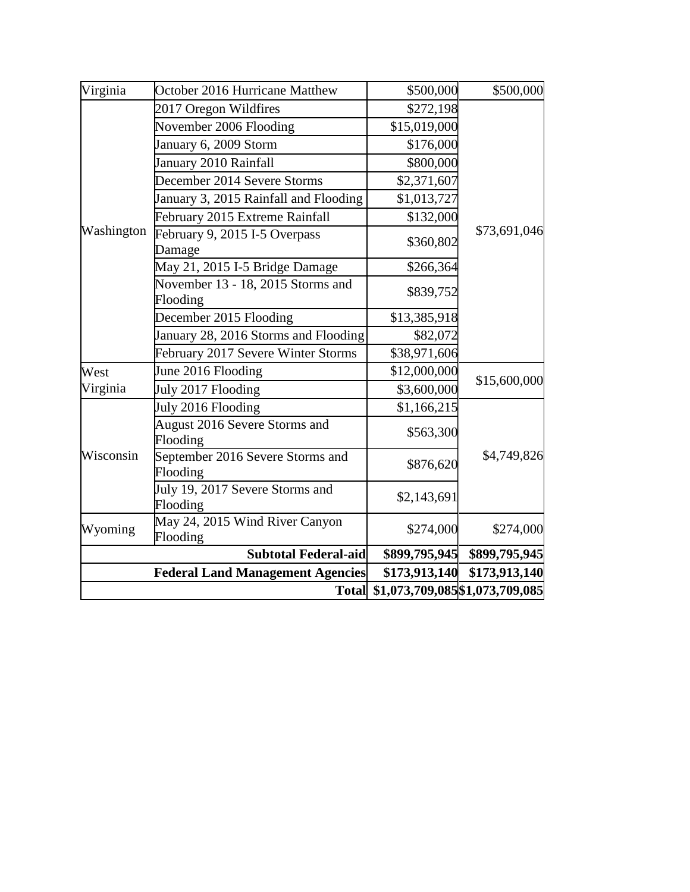| | | | |
|---|---|---|---|
| Virginia | October 2016 Hurricane Matthew | $500,000 | $500,000 |
| Washington | 2017 Oregon Wildfires | $272,198 | $73,691,046 |
| | November 2006 Flooding | $15,019,000 | |
| | January 6, 2009 Storm | $176,000 | |
| | January 2010 Rainfall | $800,000 | |
| | December 2014 Severe Storms | $2,371,607 | |
| | January 3, 2015 Rainfall and Flooding | $1,013,727 | |
| | February 2015 Extreme Rainfall | $132,000 | |
| | February 9, 2015 I-5 Overpass Damage | $360,802 | |
| | May 21, 2015 I-5 Bridge Damage | $266,364 | |
| | November 13 - 18, 2015 Storms and Flooding | $839,752 | |
| | December 2015 Flooding | $13,385,918 | |
| | January 28, 2016 Storms and Flooding | $82,072 | |
| | February 2017 Severe Winter Storms | $38,971,606 | |
| West Virginia | June 2016 Flooding | $12,000,000 | $15,600,000 |
| | July 2017 Flooding | $3,600,000 | |
| Wisconsin | July 2016 Flooding | $1,166,215 | $4,749,826 |
| | August 2016 Severe Storms and Flooding | $563,300 | |
| | September 2016 Severe Storms and Flooding | $876,620 | |
| | July 19, 2017 Severe Storms and Flooding | $2,143,691 | |
| Wyoming | May 24, 2015 Wind River Canyon Flooding | $274,000 | $274,000 |
| | **Subtotal Federal-aid** | **$899,795,945** | **$899,795,945** |
| | **Federal Land Management Agencies** | **$173,913,140** | **$173,913,140** |
| | **Total** | **$1,073,709,085** | **$1,073,709,085** |